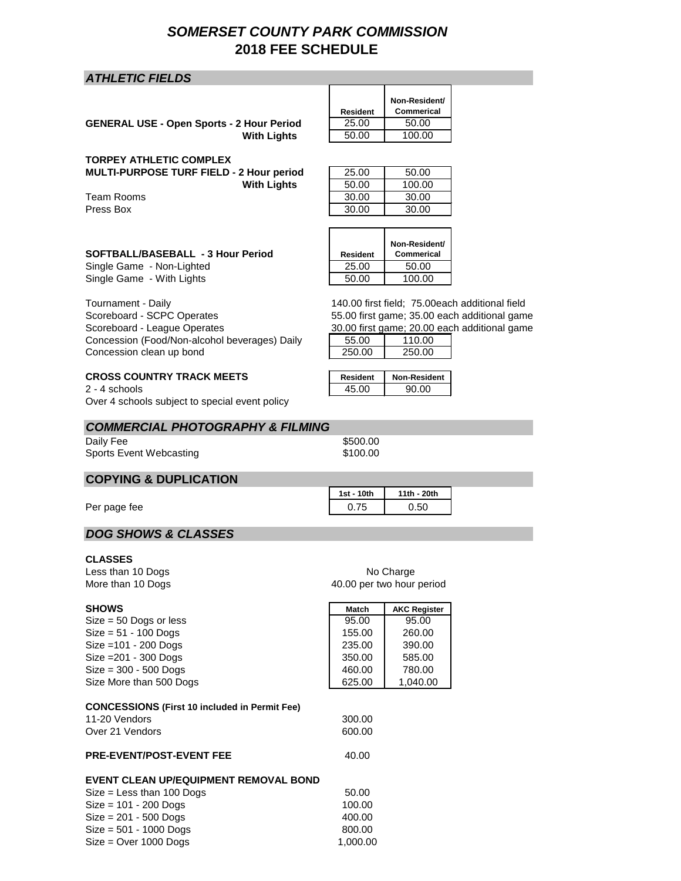# SOMERSET COUNTY PARK COMMISSION
# 2018 FEE SCHEDULE

## ATHLETIC FIELDS

| | Resident | Non-Resident/ Commerical |
|---|---|---|
| **GENERAL USE - Open Sports - 2 Hour Period** | 25.00 | 50.00 |
| **With Lights** | 50.00 | 100.00 |

**TORPEY ATHLETIC COMPLEX**

| | | |
|---|---|---|
| **MULTI-PURPOSE TURF FIELD - 2 Hour period** | 25.00 | 50.00 |
| **With Lights** | 50.00 | 100.00 |
| Team Rooms | 30.00 | 30.00 |
| Press Box | 30.00 | 30.00 |

| **SOFTBALL/BASEBALL - 3 Hour Period** | Resident | Non-Resident/ Commerical |
|---|---|---|
| Single Game - Non-Lighted | 25.00 | 50.00 |
| Single Game - With Lights | 50.00 | 100.00 |

Tournament - Daily: 140.00 first field; 75.00each additional field
Scoreboard - SCPC Operates: 55.00 first game; 35.00 each additional game
Scoreboard - League Operates: 30.00 first game; 20.00 each additional game

| | | |
|---|---|---|
| Concession (Food/Non-alcohol beverages) Daily | 55.00 | 110.00 |
| Concession clean up bond | 250.00 | 250.00 |

| **CROSS COUNTRY TRACK MEETS** | Resident | Non-Resident |
|---|---|---|
| 2 - 4 schools | 45.00 | 90.00 |

Over 4 schools subject to special event policy

## COMMERCIAL PHOTOGRAPHY & FILMING

| | |
|---|---|
| Daily Fee | $500.00 |
| Sports Event Webcasting | $100.00 |

## COPYING & DUPLICATION

| | 1st - 10th | 11th - 20th |
|---|---|---|
| Per page fee | 0.75 | 0.50 |

## DOG SHOWS & CLASSES

**CLASSES**

| | |
|---|---|
| Less than 10 Dogs | No Charge |
| More than 10 Dogs | 40.00 per two hour period |

| **SHOWS** | Match | AKC Register |
|---|---|---|
| Size = 50 Dogs or less | 95.00 | 95.00 |
| Size = 51 - 100 Dogs | 155.00 | 260.00 |
| Size =101 - 200 Dogs | 235.00 | 390.00 |
| Size =201 - 300 Dogs | 350.00 | 585.00 |
| Size = 300 - 500 Dogs | 460.00 | 780.00 |
| Size More than 500 Dogs | 625.00 | 1,040.00 |

**CONCESSIONS (First 10 included in Permit Fee)**

| | |
|---|---|
| 11-20 Vendors | 300.00 |
| Over 21 Vendors | 600.00 |

**PRE-EVENT/POST-EVENT FEE** 40.00

**EVENT CLEAN UP/EQUIPMENT REMOVAL BOND**

| | |
|---|---|
| Size = Less than 100 Dogs | 50.00 |
| Size = 101 - 200 Dogs | 100.00 |
| Size = 201 - 500 Dogs | 400.00 |
| Size = 501 - 1000 Dogs | 800.00 |
| Size = Over 1000 Dogs | 1,000.00 |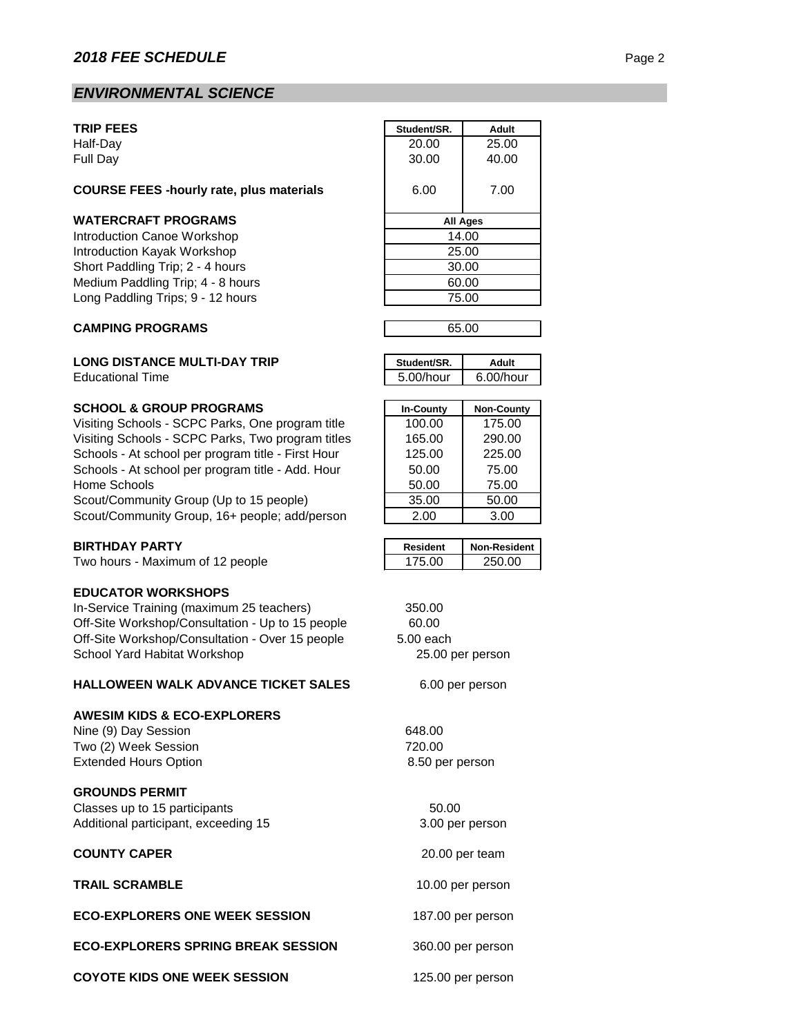## *2018 FEE SCHEDULE*

## *ENVIRONMENTAL SCIENCE*

| **TRIP FEES** | Student/SR. | Adult |
|---|---|---|
| Half-Day | 20.00 | 25.00 |
| Full Day | 30.00 | 40.00 |
| **COURSE FEES -hourly rate, plus materials** | 6.00 | 7.00 |

| **WATERCRAFT PROGRAMS** | All Ages |
|---|---|
| Introduction Canoe Workshop | 14.00 |
| Introduction Kayak Workshop | 25.00 |
| Short Paddling Trip; 2 - 4 hours | 30.00 |
| Medium Paddling Trip; 4 - 8 hours | 60.00 |
| Long Paddling Trips; 9 - 12 hours | 75.00 |

**CAMPING PROGRAMS** 65.00

| **LONG DISTANCE MULTI-DAY TRIP** | Student/SR. | Adult |
|---|---|---|
| Educational Time | 5.00/hour | 6.00/hour |

| **SCHOOL & GROUP PROGRAMS** | In-County | Non-County |
|---|---|---|
| Visiting Schools - SCPC Parks, One program title | 100.00 | 175.00 |
| Visiting Schools - SCPC Parks, Two program titles | 165.00 | 290.00 |
| Schools - At school per program title - First Hour | 125.00 | 225.00 |
| Schools - At school per program title - Add. Hour | 50.00 | 75.00 |
| Home Schools | 50.00 | 75.00 |
| Scout/Community Group (Up to 15 people) | 35.00 | 50.00 |
| Scout/Community Group, 16+ people; add/person | 2.00 | 3.00 |

| **BIRTHDAY PARTY** | Resident | Non-Resident |
|---|---|---|
| Two hours - Maximum of 12 people | 175.00 | 250.00 |

**EDUCATOR WORKSHOPS**

In-Service Training (maximum 25 teachers) 350.00
Off-Site Workshop/Consultation - Up to 15 people 60.00
Off-Site Workshop/Consultation - Over 15 people 5.00 each
School Yard Habitat Workshop 25.00 per person

**HALLOWEEN WALK ADVANCE TICKET SALES** 6.00 per person

**AWESIM KIDS & ECO-EXPLORERS**

Nine (9) Day Session 648.00
Two (2) Week Session 720.00
Extended Hours Option 8.50 per person

**GROUNDS PERMIT**

Classes up to 15 participants 50.00
Additional participant, exceeding 15 3.00 per person

**COUNTY CAPER** 20.00 per team

**TRAIL SCRAMBLE** 10.00 per person

**ECO-EXPLORERS ONE WEEK SESSION** 187.00 per person

**ECO-EXPLORERS SPRING BREAK SESSION** 360.00 per person

**COYOTE KIDS ONE WEEK SESSION** 125.00 per person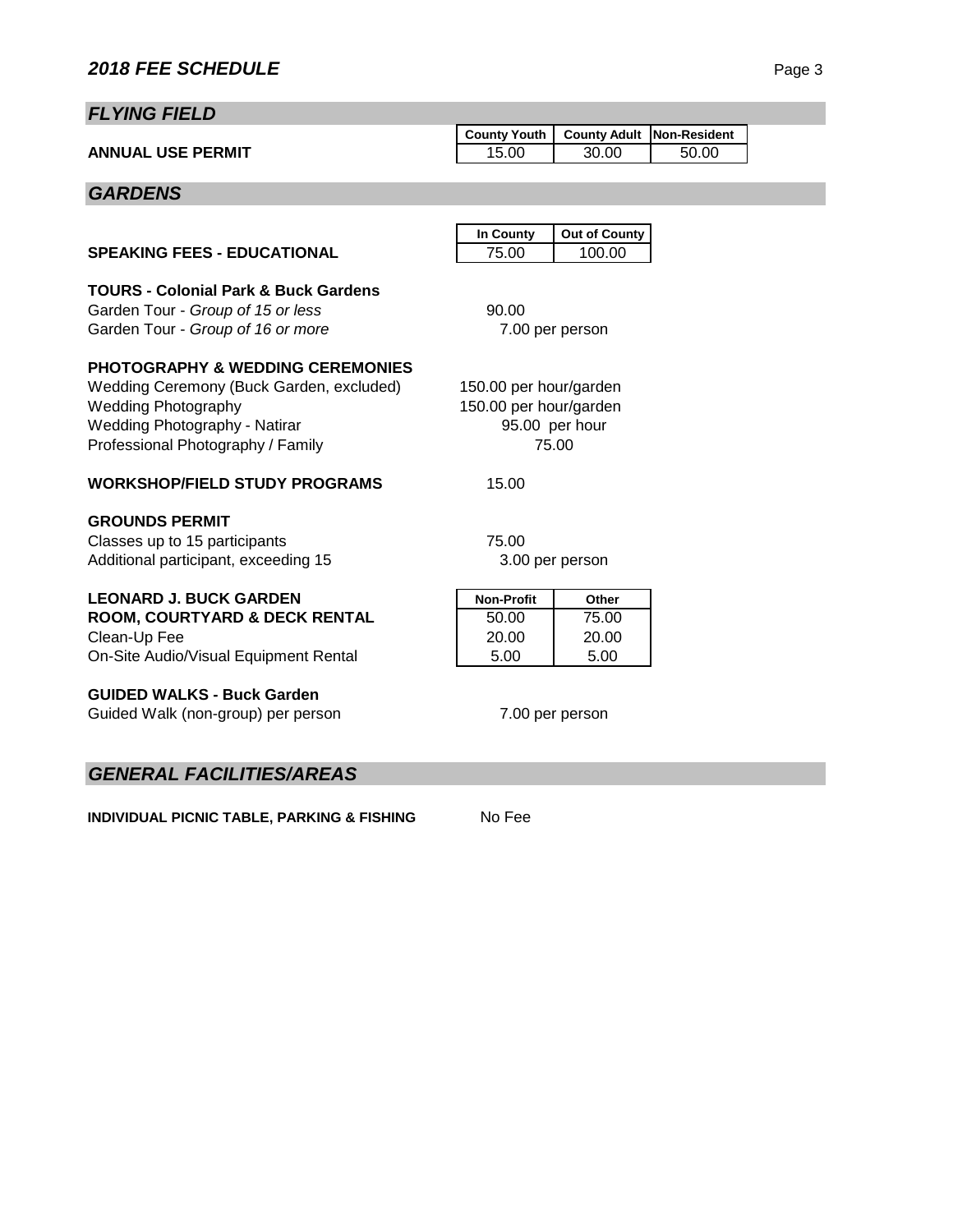## *2018 FEE SCHEDULE*

## *FLYING FIELD*

| | County Youth | County Adult | Non-Resident |
|---|---|---|---|
| **ANNUAL USE PERMIT** | 15.00 | 30.00 | 50.00 |

## *GARDENS*

| | In County | Out of County |
|---|---|---|
| **SPEAKING FEES - EDUCATIONAL** | 75.00 | 100.00 |

**TOURS - Colonial Park & Buck Gardens**

Garden Tour - *Group of 15 or less* 90.00

Garden Tour - *Group of 16 or more* 7.00 per person

**PHOTOGRAPHY & WEDDING CEREMONIES**

Wedding Ceremony (Buck Garden, excluded) 150.00 per hour/garden

Wedding Photography 150.00 per hour/garden

Wedding Photography - Natirar 95.00 per hour

Professional Photography / Family 75.00

**WORKSHOP/FIELD STUDY PROGRAMS** 15.00

**GROUNDS PERMIT**

Classes up to 15 participants 75.00

Additional participant, exceeding 15 3.00 per person

| **LEONARD J. BUCK GARDEN** | Non-Profit | Other |
|---|---|---|
| **ROOM, COURTYARD & DECK RENTAL** | 50.00 | 75.00 |
| Clean-Up Fee | 20.00 | 20.00 |
| On-Site Audio/Visual Equipment Rental | 5.00 | 5.00 |

**GUIDED WALKS - Buck Garden**

Guided Walk (non-group) per person 7.00 per person

## *GENERAL FACILITIES/AREAS*

**INDIVIDUAL PICNIC TABLE, PARKING & FISHING** No Fee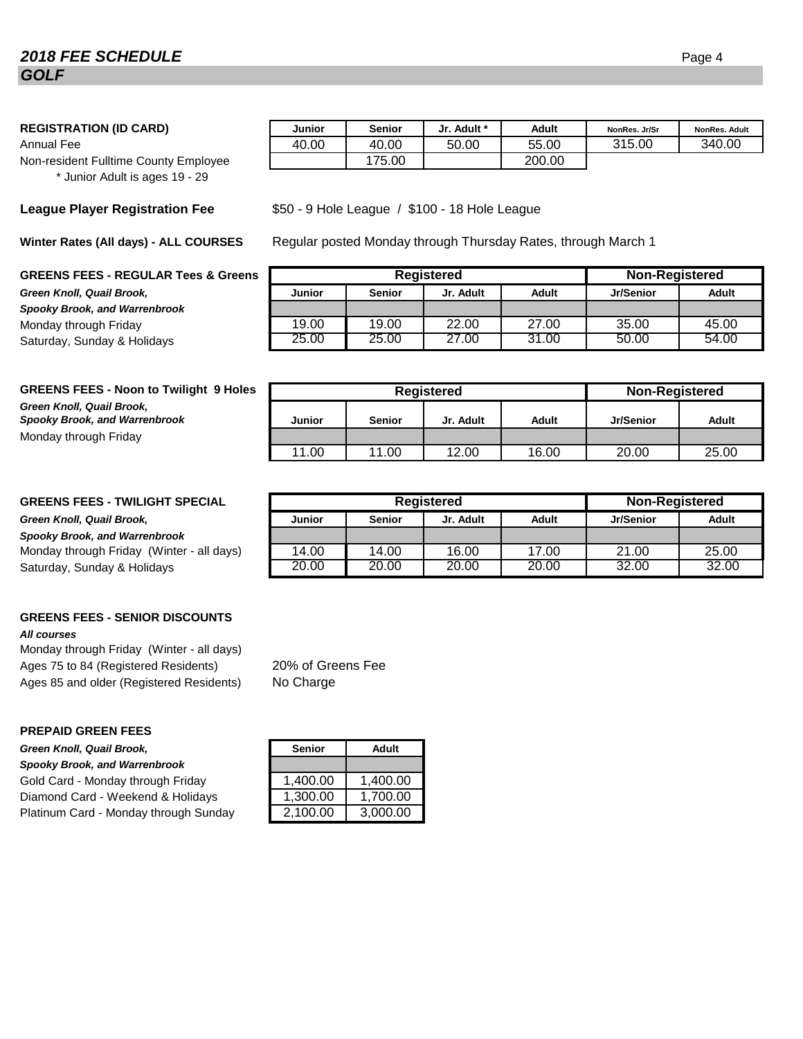## *2018 FEE SCHEDULE*

## *GOLF*

**REGISTRATION (ID CARD)**

| | Junior | Senior | Jr. Adult * | Adult | NonRes. Jr/Sr | NonRes. Adult |
|---|---|---|---|---|---|---|
| Annual Fee | 40.00 | 40.00 | 50.00 | 55.00 | 315.00 | 340.00 |
| Non-resident Fulltime County Employee | | 175.00 | | 200.00 | | |

\* Junior Adult is ages 19 - 29

**League Player Registration Fee** — $50 - 9 Hole League / $100 - 18 Hole League

**Winter Rates (All days) - ALL COURSES** — Regular posted Monday through Thursday Rates, through March 1

**GREENS FEES - REGULAR Tees & Greens**

***Green Knoll, Quail Brook, Spooky Brook, and Warrenbrook***

| | Registered | | | | Non-Registered | |
|---|---|---|---|---|---|---|
| | Junior | Senior | Jr. Adult | Adult | Jr/Senior | Adult |
| Monday through Friday | 19.00 | 19.00 | 22.00 | 27.00 | 35.00 | 45.00 |
| Saturday, Sunday & Holidays | 25.00 | 25.00 | 27.00 | 31.00 | 50.00 | 54.00 |

**GREENS FEES - Noon to Twilight 9 Holes**

***Green Knoll, Quail Brook, Spooky Brook, and Warrenbrook***

| | Registered | | | | Non-Registered | |
|---|---|---|---|---|---|---|
| | Junior | Senior | Jr. Adult | Adult | Jr/Senior | Adult |
| Monday through Friday | 11.00 | 11.00 | 12.00 | 16.00 | 20.00 | 25.00 |

**GREENS FEES - TWILIGHT SPECIAL**

***Green Knoll, Quail Brook, Spooky Brook, and Warrenbrook***

| | Registered | | | | Non-Registered | |
|---|---|---|---|---|---|---|
| | Junior | Senior | Jr. Adult | Adult | Jr/Senior | Adult |
| Monday through Friday (Winter - all days) | 14.00 | 14.00 | 16.00 | 17.00 | 21.00 | 25.00 |
| Saturday, Sunday & Holidays | 20.00 | 20.00 | 20.00 | 20.00 | 32.00 | 32.00 |

**GREENS FEES - SENIOR DISCOUNTS**

***All courses***

Monday through Friday (Winter - all days)

| | |
|---|---|
| Ages 75 to 84 (Registered Residents) | 20% of Greens Fee |
| Ages 85 and older (Registered Residents) | No Charge |

**PREPAID GREEN FEES**

***Green Knoll, Quail Brook, Spooky Brook, and Warrenbrook***

| | Senior | Adult |
|---|---|---|
| Gold Card - Monday through Friday | 1,400.00 | 1,400.00 |
| Diamond Card - Weekend & Holidays | 1,300.00 | 1,700.00 |
| Platinum Card - Monday through Sunday | 2,100.00 | 3,000.00 |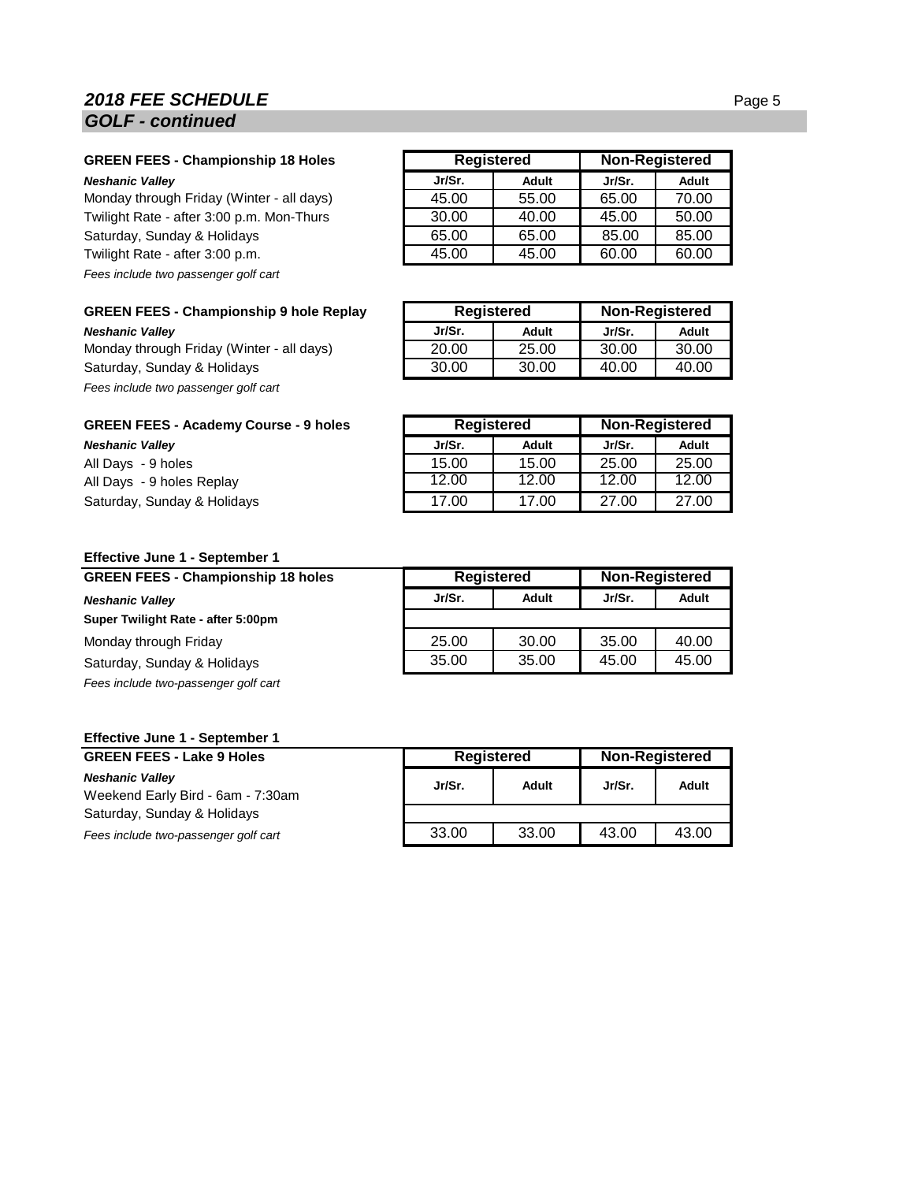## 2018 FEE SCHEDULE

### GOLF - continued

**GREEN FEES - Championship 18 Holes**

***Neshanic Valley***

| | Registered | | Non-Registered | |
|---|---|---|---|---|
| | Jr/Sr. | Adult | Jr/Sr. | Adult |
| Monday through Friday (Winter - all days) | 45.00 | 55.00 | 65.00 | 70.00 |
| Twilight Rate - after 3:00 p.m. Mon-Thurs | 30.00 | 40.00 | 45.00 | 50.00 |
| Saturday, Sunday & Holidays | 65.00 | 65.00 | 85.00 | 85.00 |
| Twilight Rate - after 3:00 p.m. | 45.00 | 45.00 | 60.00 | 60.00 |

*Fees include two passenger golf cart*

**GREEN FEES - Championship 9 hole Replay**

***Neshanic Valley***

| | Registered | | Non-Registered | |
|---|---|---|---|---|
| | Jr/Sr. | Adult | Jr/Sr. | Adult |
| Monday through Friday (Winter - all days) | 20.00 | 25.00 | 30.00 | 30.00 |
| Saturday, Sunday & Holidays | 30.00 | 30.00 | 40.00 | 40.00 |

*Fees include two passenger golf cart*

**GREEN FEES - Academy Course - 9 holes**

***Neshanic Valley***

| | Registered | | Non-Registered | |
|---|---|---|---|---|
| | Jr/Sr. | Adult | Jr/Sr. | Adult |
| All Days - 9 holes | 15.00 | 15.00 | 25.00 | 25.00 |
| All Days - 9 holes Replay | 12.00 | 12.00 | 12.00 | 12.00 |
| Saturday, Sunday & Holidays | 17.00 | 17.00 | 27.00 | 27.00 |

**Effective June 1 - September 1**

**GREEN FEES - Championship 18 holes**

***Neshanic Valley***

**Super Twilight Rate - after 5:00pm**

| | Registered | | Non-Registered | |
|---|---|---|---|---|
| | Jr/Sr. | Adult | Jr/Sr. | Adult |
| Monday through Friday | 25.00 | 30.00 | 35.00 | 40.00 |
| Saturday, Sunday & Holidays | 35.00 | 35.00 | 45.00 | 45.00 |

*Fees include two-passenger golf cart*

**Effective June 1 - September 1**

**GREEN FEES - Lake 9 Holes**

***Neshanic Valley***

| | Registered | | Non-Registered | |
|---|---|---|---|---|
| | Jr/Sr. | Adult | Jr/Sr. | Adult |
| Weekend Early Bird - 6am - 7:30am Saturday, Sunday & Holidays | 33.00 | 33.00 | 43.00 | 43.00 |

*Fees include two-passenger golf cart*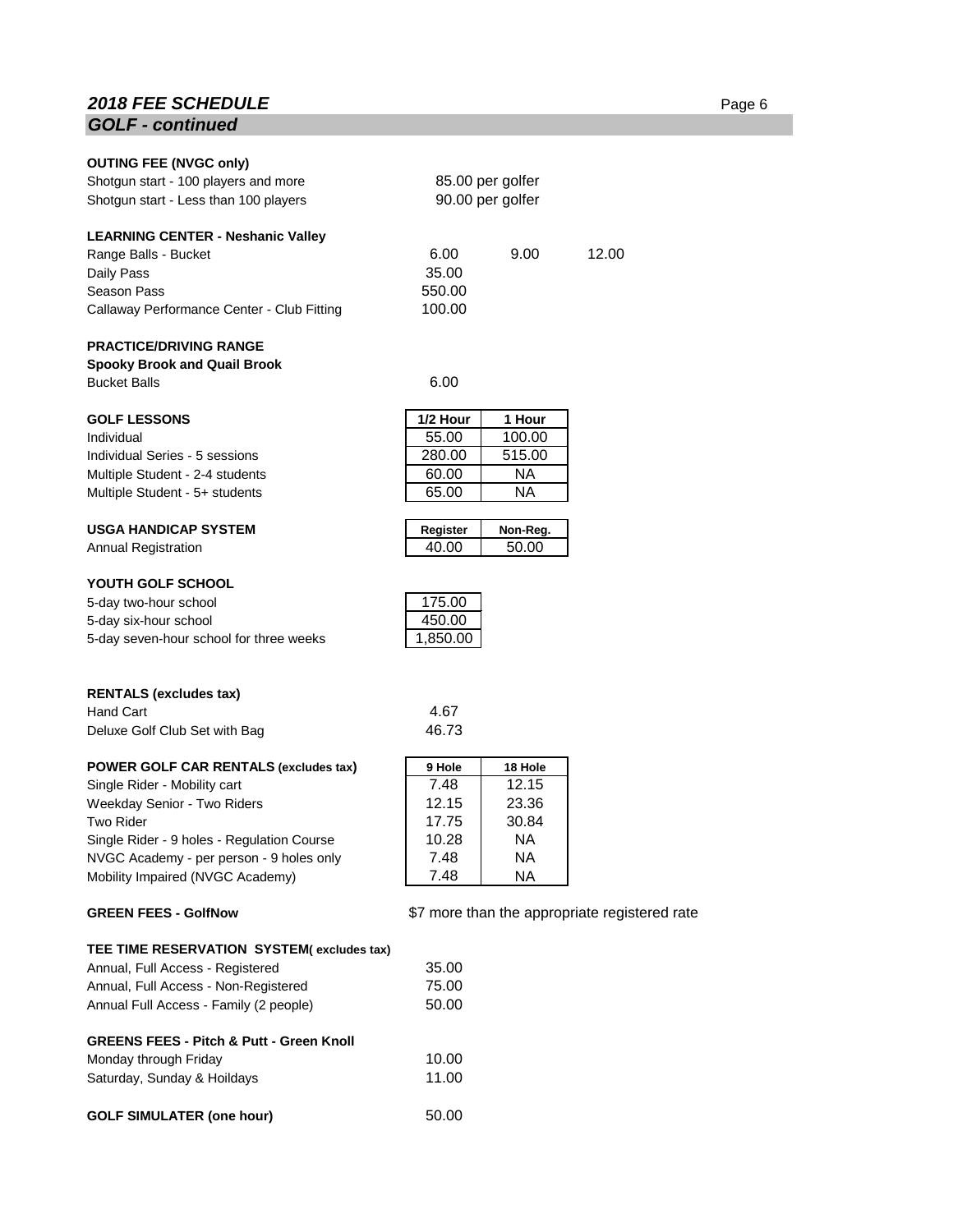## *2018 FEE SCHEDULE*

## *GOLF - continued*

**OUTING FEE (NVGC only)**

| | |
|---|---|
| Shotgun start - 100 players and more | 85.00 per golfer |
| Shotgun start - Less than 100 players | 90.00 per golfer |

**LEARNING CENTER - Neshanic Valley**

| | | | |
|---|---|---|---|
| Range Balls - Bucket | 6.00 | 9.00 | 12.00 |
| Daily Pass | 35.00 | | |
| Season Pass | 550.00 | | |
| Callaway Performance Center - Club Fitting | 100.00 | | |

**PRACTICE/DRIVING RANGE**

**Spooky Brook and Quail Brook**

| | |
|---|---|
| Bucket Balls | 6.00 |

| GOLF LESSONS | 1/2 Hour | 1 Hour |
|---|---|---|
| Individual | 55.00 | 100.00 |
| Individual Series - 5 sessions | 280.00 | 515.00 |
| Multiple Student - 2-4 students | 60.00 | NA |
| Multiple Student - 5+ students | 65.00 | NA |

| USGA HANDICAP SYSTEM | Register | Non-Reg. |
|---|---|---|
| Annual Registration | 40.00 | 50.00 |

**YOUTH GOLF SCHOOL**

| | |
|---|---|
| 5-day two-hour school | 175.00 |
| 5-day six-hour school | 450.00 |
| 5-day seven-hour school for three weeks | 1,850.00 |

**RENTALS (excludes tax)**

| | |
|---|---|
| Hand Cart | 4.67 |
| Deluxe Golf Club Set with Bag | 46.73 |

| POWER GOLF CAR RENTALS (excludes tax) | 9 Hole | 18 Hole |
|---|---|---|
| Single Rider - Mobility cart | 7.48 | 12.15 |
| Weekday Senior - Two Riders | 12.15 | 23.36 |
| Two Rider | 17.75 | 30.84 |
| Single Rider - 9 holes - Regulation Course | 10.28 | NA |
| NVGC Academy - per person - 9 holes only | 7.48 | NA |
| Mobility Impaired (NVGC Academy) | 7.48 | NA |

**GREEN FEES - GolfNow** — $7 more than the appropriate registered rate

**TEE TIME RESERVATION SYSTEM( excludes tax)**

| | |
|---|---|
| Annual, Full Access - Registered | 35.00 |
| Annual, Full Access - Non-Registered | 75.00 |
| Annual Full Access - Family (2 people) | 50.00 |

**GREENS FEES - Pitch & Putt - Green Knoll**

| | |
|---|---|
| Monday through Friday | 10.00 |
| Saturday, Sunday & Hoildays | 11.00 |

**GOLF SIMULATER (one hour)** — 50.00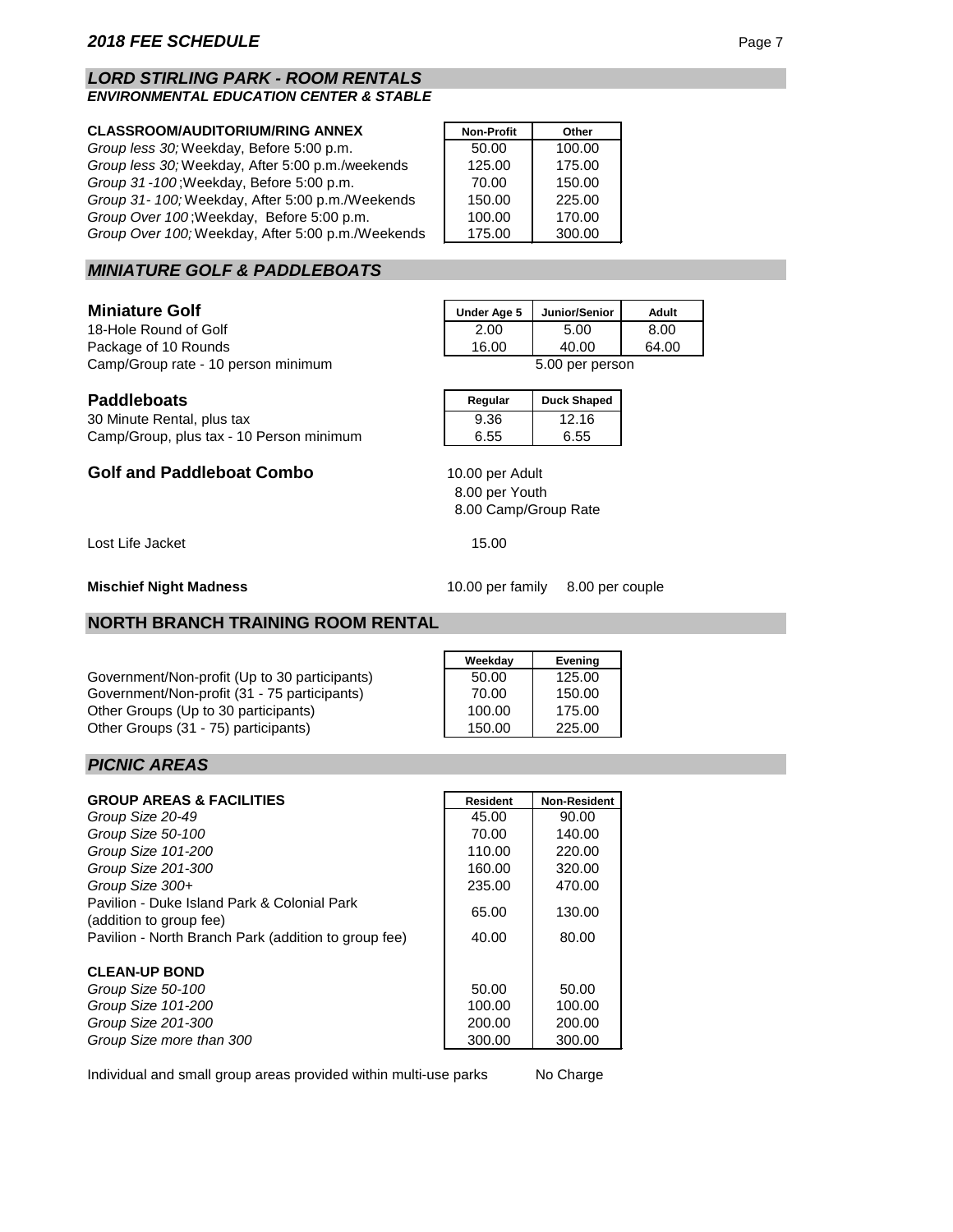## *LORD STIRLING PARK - ROOM RENTALS*
### *ENVIRONMENTAL EDUCATION CENTER & STABLE*

| **CLASSROOM/AUDITORIUM/RING ANNEX** | **Non-Profit** | **Other** |
|---|---|---|
| *Group less 30;* Weekday, Before 5:00 p.m. | 50.00 | 100.00 |
| *Group less 30;* Weekday, After 5:00 p.m./weekends | 125.00 | 175.00 |
| *Group 31 -100* ;Weekday, Before 5:00 p.m. | 70.00 | 150.00 |
| *Group 31- 100;* Weekday, After 5:00 p.m./Weekends | 150.00 | 225.00 |
| *Group Over 100* ;Weekday, Before 5:00 p.m. | 100.00 | 170.00 |
| *Group Over 100;* Weekday, After 5:00 p.m./Weekends | 175.00 | 300.00 |

## *MINIATURE GOLF & PADDLEBOATS*

| **Miniature Golf** | **Under Age 5** | **Junior/Senior** | **Adult** |
|---|---|---|---|
| 18-Hole Round of Golf | 2.00 | 5.00 | 8.00 |
| Package of 10 Rounds | 16.00 | 40.00 | 64.00 |
| Camp/Group rate - 10 person minimum | | 5.00 per person | |

| **Paddleboats** | **Regular** | **Duck Shaped** |
|---|---|---|
| 30 Minute Rental, plus tax | 9.36 | 12.16 |
| Camp/Group, plus tax - 10 Person minimum | 6.55 | 6.55 |

**Golf and Paddleboat Combo**

10.00 per Adult
8.00 per Youth
8.00 Camp/Group Rate

Lost Life Jacket 15.00

**Mischief Night Madness** 10.00 per family 8.00 per couple

## NORTH BRANCH TRAINING ROOM RENTAL

| | **Weekday** | **Evening** |
|---|---|---|
| Government/Non-profit (Up to 30 participants) | 50.00 | 125.00 |
| Government/Non-profit (31 - 75 participants) | 70.00 | 150.00 |
| Other Groups (Up to 30 participants) | 100.00 | 175.00 |
| Other Groups (31 - 75) participants) | 150.00 | 225.00 |

## *PICNIC AREAS*

| **GROUP AREAS & FACILITIES** | **Resident** | **Non-Resident** |
|---|---|---|
| *Group Size 20-49* | 45.00 | 90.00 |
| *Group Size 50-100* | 70.00 | 140.00 |
| *Group Size 101-200* | 110.00 | 220.00 |
| *Group Size 201-300* | 160.00 | 320.00 |
| *Group Size 300+* | 235.00 | 470.00 |
| Pavilion - Duke Island Park & Colonial Park (addition to group fee) | 65.00 | 130.00 |
| Pavilion - North Branch Park (addition to group fee) | 40.00 | 80.00 |
| **CLEAN-UP BOND** | | |
| *Group Size 50-100* | 50.00 | 50.00 |
| *Group Size 101-200* | 100.00 | 100.00 |
| *Group Size 201-300* | 200.00 | 200.00 |
| *Group Size more than 300* | 300.00 | 300.00 |

Individual and small group areas provided within multi-use parks No Charge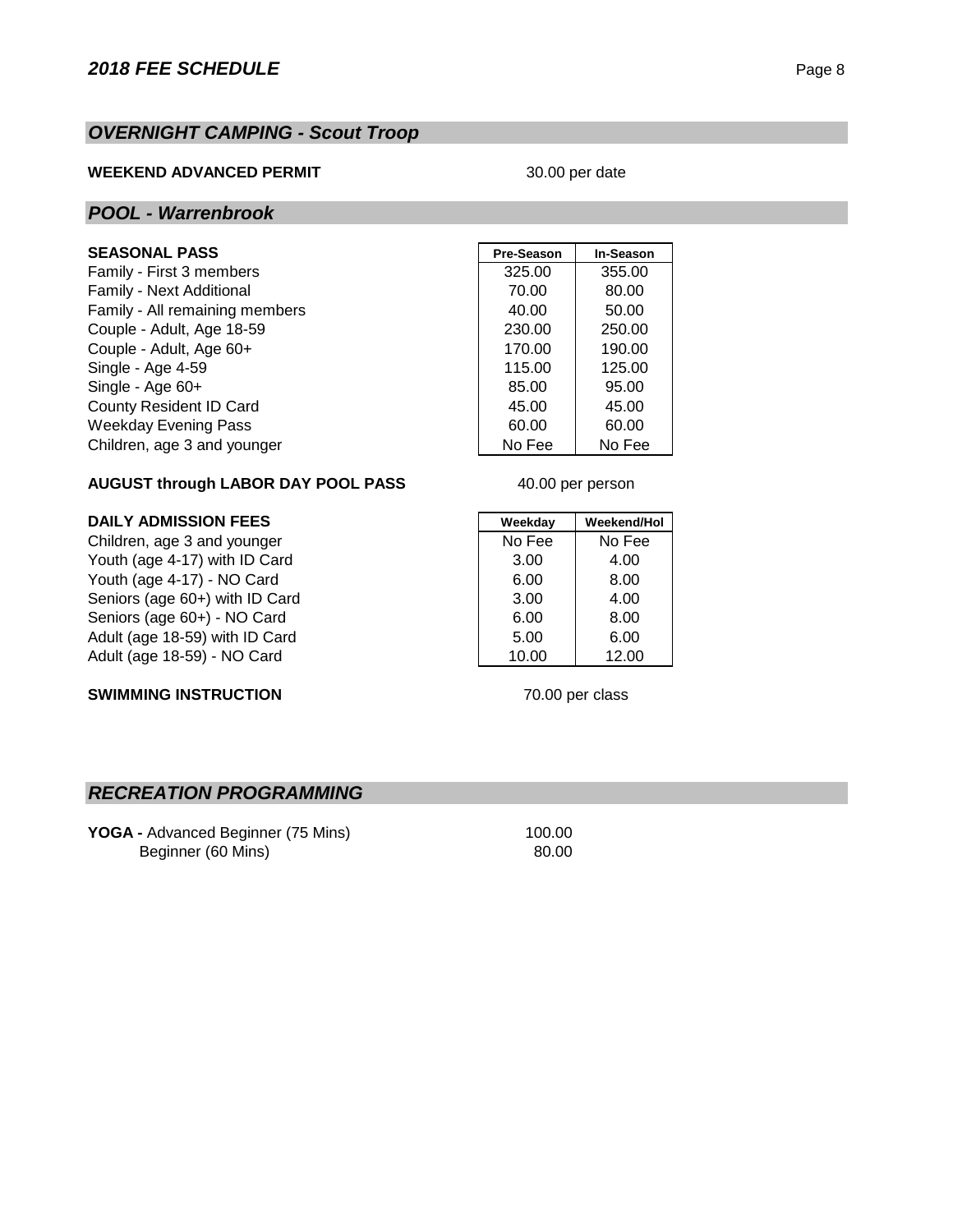## *OVERNIGHT CAMPING - Scout Troop*

**WEEKEND ADVANCED PERMIT** 30.00 per date

## *POOL - Warrenbrook*

| **SEASONAL PASS** | **Pre-Season** | **In-Season** |
|---|---|---|
| Family - First 3 members | 325.00 | 355.00 |
| Family - Next Additional | 70.00 | 80.00 |
| Family - All remaining members | 40.00 | 50.00 |
| Couple - Adult, Age 18-59 | 230.00 | 250.00 |
| Couple - Adult, Age 60+ | 170.00 | 190.00 |
| Single - Age 4-59 | 115.00 | 125.00 |
| Single - Age 60+ | 85.00 | 95.00 |
| County Resident ID Card | 45.00 | 45.00 |
| Weekday Evening Pass | 60.00 | 60.00 |
| Children, age 3 and younger | No Fee | No Fee |

**AUGUST through LABOR DAY POOL PASS** 40.00 per person

| **DAILY ADMISSION FEES** | **Weekday** | **Weekend/Hol** |
|---|---|---|
| Children, age 3 and younger | No Fee | No Fee |
| Youth (age 4-17) with ID Card | 3.00 | 4.00 |
| Youth (age 4-17) - NO Card | 6.00 | 8.00 |
| Seniors (age 60+) with ID Card | 3.00 | 4.00 |
| Seniors (age 60+) - NO Card | 6.00 | 8.00 |
| Adult (age 18-59) with ID Card | 5.00 | 6.00 |
| Adult (age 18-59) - NO Card | 10.00 | 12.00 |

**SWIMMING INSTRUCTION** 70.00 per class

## *RECREATION PROGRAMMING*

**YOGA -** Advanced Beginner (75 Mins) 100.00
Beginner (60 Mins) 80.00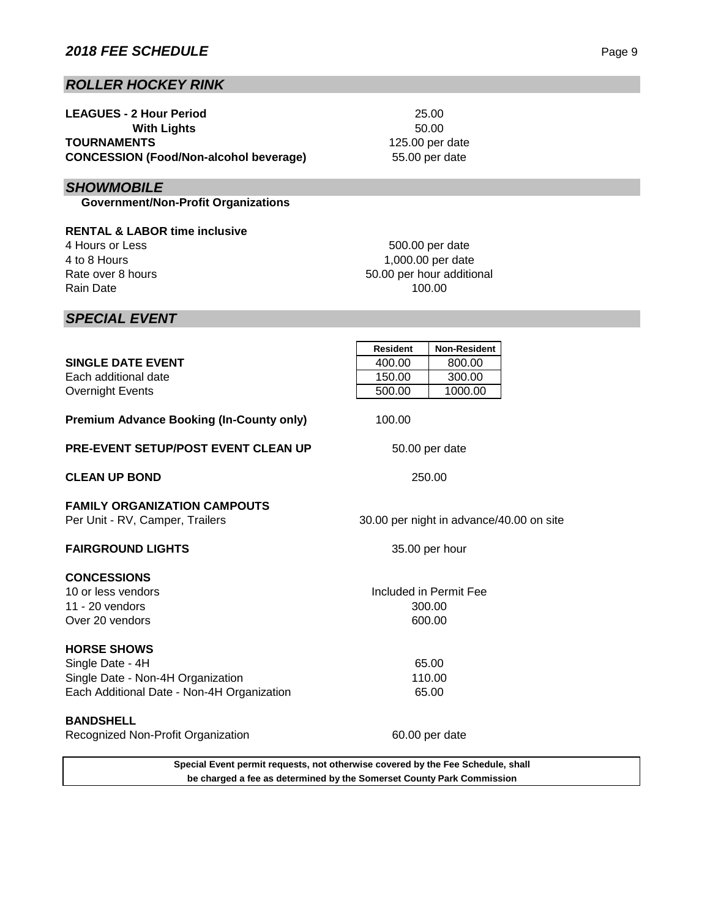## *ROLLER HOCKEY RINK*

| | |
|---|---|
| **LEAGUES - 2 Hour Period** | 25.00 |
| **With Lights** | 50.00 |
| **TOURNAMENTS** | 125.00 per date |
| **CONCESSION (Food/Non-alcohol beverage)** | 55.00 per date |

## *SHOWMOBILE*

**Government/Non-Profit Organizations**

**RENTAL & LABOR time inclusive**

| | |
|---|---|
| 4 Hours or Less | 500.00 per date |
| 4 to 8 Hours | 1,000.00 per date |
| Rate over 8 hours | 50.00 per hour additional |
| Rain Date | 100.00 |

## *SPECIAL EVENT*

| | Resident | Non-Resident |
|---|---|---|
| **SINGLE DATE EVENT** | 400.00 | 800.00 |
| Each additional date | 150.00 | 300.00 |
| Overnight Events | 500.00 | 1000.00 |

| | |
|---|---|
| **Premium Advance Booking (In-County only)** | 100.00 |
| **PRE-EVENT SETUP/POST EVENT CLEAN UP** | 50.00 per date |
| **CLEAN UP BOND** | 250.00 |

**FAMILY ORGANIZATION CAMPOUTS**

| | |
|---|---|
| Per Unit - RV, Camper, Trailers | 30.00 per night in advance/40.00 on site |

| | |
|---|---|
| **FAIRGROUND LIGHTS** | 35.00 per hour |

**CONCESSIONS**

| | |
|---|---|
| 10 or less vendors | Included in Permit Fee |
| 11 - 20 vendors | 300.00 |
| Over 20 vendors | 600.00 |

**HORSE SHOWS**

| | |
|---|---|
| Single Date - 4H | 65.00 |
| Single Date - Non-4H Organization | 110.00 |
| Each Additional Date - Non-4H Organization | 65.00 |

**BANDSHELL**

| | |
|---|---|
| Recognized Non-Profit Organization | 60.00 per date |

**Special Event permit requests, not otherwise covered by the Fee Schedule, shall be charged a fee as determined by the Somerset County Park Commission**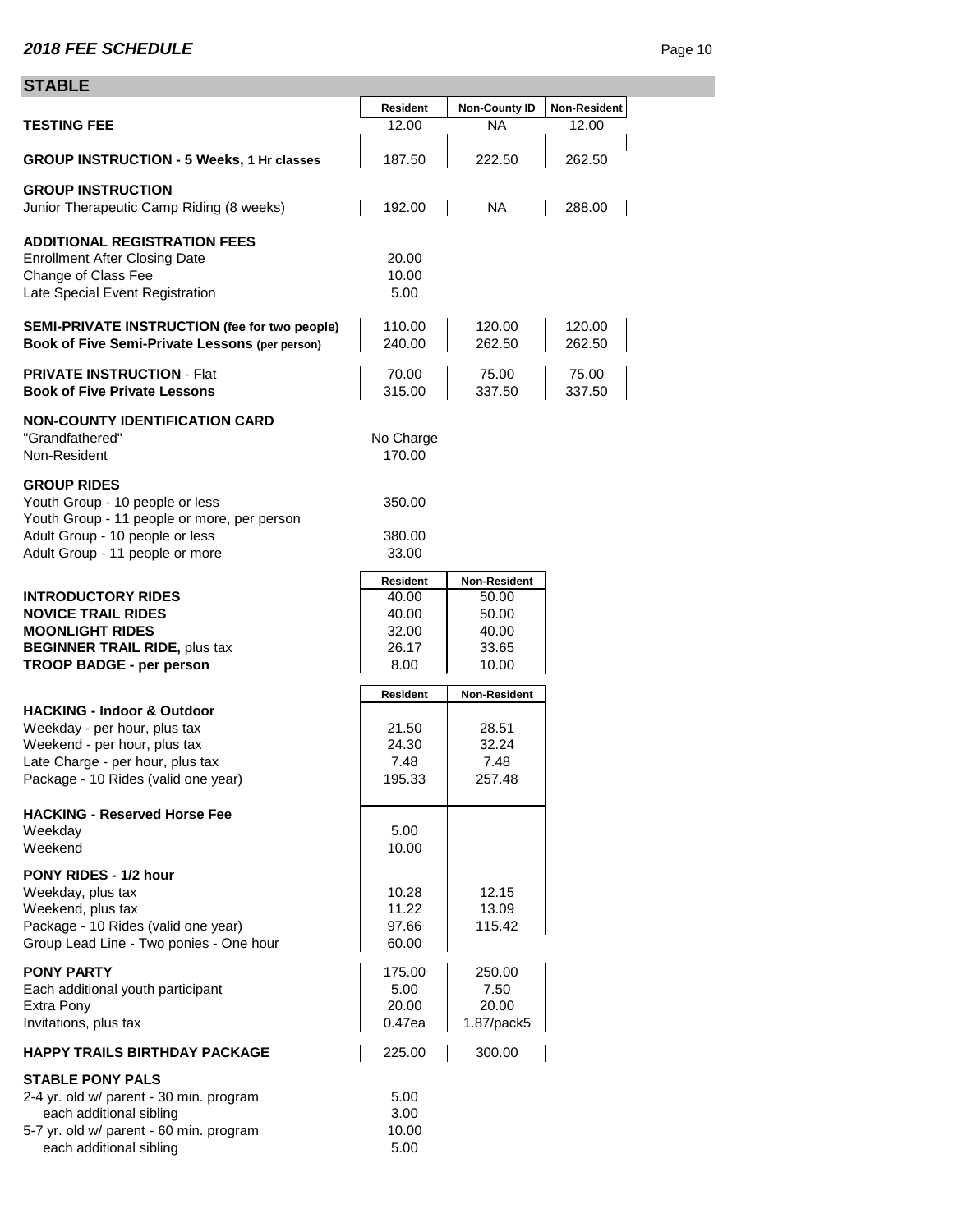## STABLE

| | Resident | Non-County ID | Non-Resident |
|---|---|---|---|
| **TESTING FEE** | 12.00 | NA | 12.00 |
| **GROUP INSTRUCTION - 5 Weeks, 1 Hr classes** | 187.50 | 222.50 | 262.50 |
| **GROUP INSTRUCTION** | | | |
| Junior Therapeutic Camp Riding (8 weeks) | 192.00 | NA | 288.00 |
| **ADDITIONAL REGISTRATION FEES** | | | |
| Enrollment After Closing Date | 20.00 | | |
| Change of Class Fee | 10.00 | | |
| Late Special Event Registration | 5.00 | | |
| **SEMI-PRIVATE INSTRUCTION (fee for two people)** | 110.00 | 120.00 | 120.00 |
| **Book of Five Semi-Private Lessons (per person)** | 240.00 | 262.50 | 262.50 |
| **PRIVATE INSTRUCTION** - Flat | 70.00 | 75.00 | 75.00 |
| **Book of Five Private Lessons** | 315.00 | 337.50 | 337.50 |
| **NON-COUNTY IDENTIFICATION CARD** | | | |
| "Grandfathered" | No Charge | | |
| Non-Resident | 170.00 | | |
| **GROUP RIDES** | | | |
| Youth Group - 10 people or less | 350.00 | | |
| Youth Group - 11 people or more, per person | | | |
| Adult Group - 10 people or less | 380.00 | | |
| Adult Group - 11 people or more | 33.00 | | |

| | Resident | Non-Resident |
|---|---|---|
| **INTRODUCTORY RIDES** | 40.00 | 50.00 |
| **NOVICE TRAIL RIDES** | 40.00 | 50.00 |
| **MOONLIGHT RIDES** | 32.00 | 40.00 |
| **BEGINNER TRAIL RIDE,** plus tax | 26.17 | 33.65 |
| **TROOP BADGE - per person** | 8.00 | 10.00 |

| | Resident | Non-Resident |
|---|---|---|
| **HACKING - Indoor & Outdoor** | | |
| Weekday - per hour, plus tax | 21.50 | 28.51 |
| Weekend - per hour, plus tax | 24.30 | 32.24 |
| Late Charge - per hour, plus tax | 7.48 | 7.48 |
| Package - 10 Rides (valid one year) | 195.33 | 257.48 |
| **HACKING - Reserved Horse Fee** | | |
| Weekday | 5.00 | |
| Weekend | 10.00 | |
| **PONY RIDES - 1/2 hour** | | |
| Weekday, plus tax | 10.28 | 12.15 |
| Weekend, plus tax | 11.22 | 13.09 |
| Package - 10 Rides (valid one year) | 97.66 | 115.42 |
| Group Lead Line - Two ponies - One hour | 60.00 | |
| **PONY PARTY** | 175.00 | 250.00 |
| Each additional youth participant | 5.00 | 7.50 |
| Extra Pony | 20.00 | 20.00 |
| Invitations, plus tax | 0.47ea | 1.87/pack5 |
| **HAPPY TRAILS BIRTHDAY PACKAGE** | 225.00 | 300.00 |
| **STABLE PONY PALS** | | |
| 2-4 yr. old w/ parent - 30 min. program | 5.00 | |
| each additional sibling | 3.00 | |
| 5-7 yr. old w/ parent - 60 min. program | 10.00 | |
| each additional sibling | 5.00 | |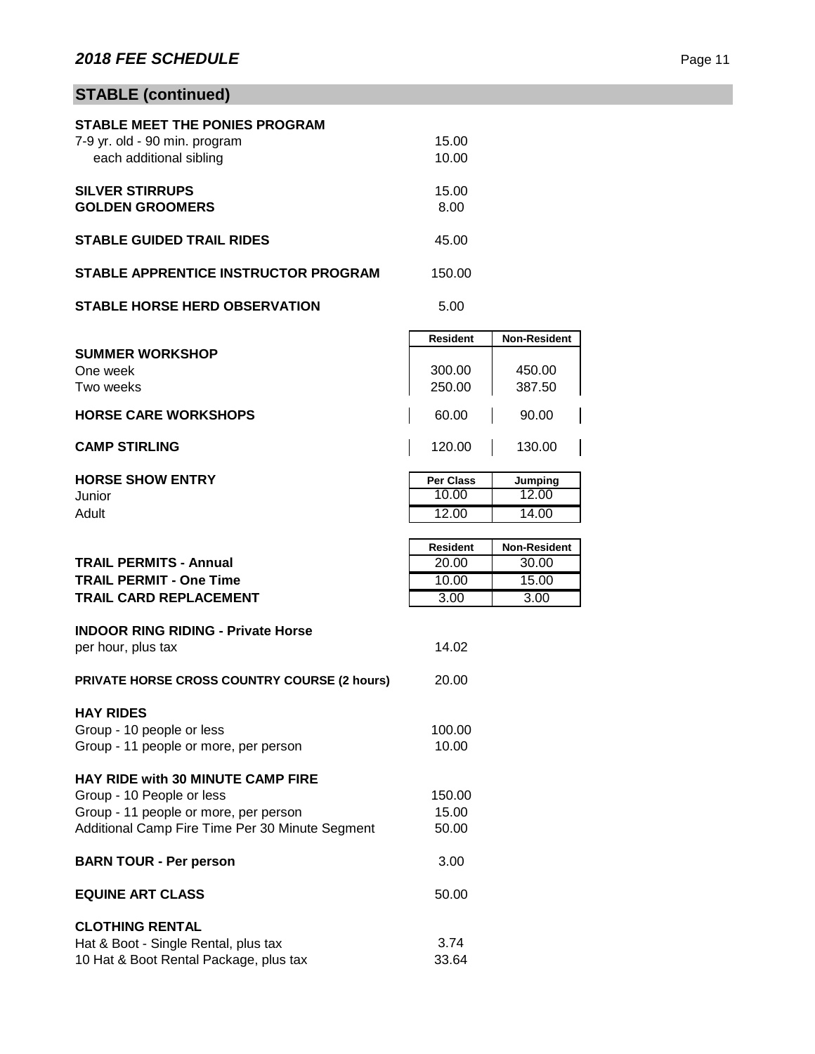## STABLE (continued)

**STABLE MEET THE PONIES PROGRAM**

| | |
|---|---|
| 7-9 yr. old - 90 min. program | 15.00 |
| each additional sibling | 10.00 |

| | |
|---|---|
| **SILVER STIRRUPS** | 15.00 |
| **GOLDEN GROOMERS** | 8.00 |
| **STABLE GUIDED TRAIL RIDES** | 45.00 |
| **STABLE APPRENTICE INSTRUCTOR PROGRAM** | 150.00 |
| **STABLE HORSE HERD OBSERVATION** | 5.00 |

| | Resident | Non-Resident |
|---|---|---|
| **SUMMER WORKSHOP** | | |
| One week | 300.00 | 450.00 |
| Two weeks | 250.00 | 387.50 |
| **HORSE CARE WORKSHOPS** | 60.00 | 90.00 |
| **CAMP STIRLING** | 120.00 | 130.00 |

| **HORSE SHOW ENTRY** | Per Class | Jumping |
|---|---|---|
| Junior | 10.00 | 12.00 |
| Adult | 12.00 | 14.00 |

| | Resident | Non-Resident |
|---|---|---|
| **TRAIL PERMITS - Annual** | 20.00 | 30.00 |
| **TRAIL PERMIT - One Time** | 10.00 | 15.00 |
| **TRAIL CARD REPLACEMENT** | 3.00 | 3.00 |

**INDOOR RING RIDING - Private Horse**

| | |
|---|---|
| per hour, plus tax | 14.02 |
| **PRIVATE HORSE CROSS COUNTRY COURSE (2 hours)** | 20.00 |

**HAY RIDES**

| | |
|---|---|
| Group - 10 people or less | 100.00 |
| Group - 11 people or more, per person | 10.00 |

**HAY RIDE with 30 MINUTE CAMP FIRE**

| | |
|---|---|
| Group - 10 People or less | 150.00 |
| Group - 11 people or more, per person | 15.00 |
| Additional Camp Fire Time Per 30 Minute Segment | 50.00 |

| | |
|---|---|
| **BARN TOUR - Per person** | 3.00 |
| **EQUINE ART CLASS** | 50.00 |

**CLOTHING RENTAL**

| | |
|---|---|
| Hat & Boot - Single Rental, plus tax | 3.74 |
| 10 Hat & Boot Rental Package, plus tax | 33.64 |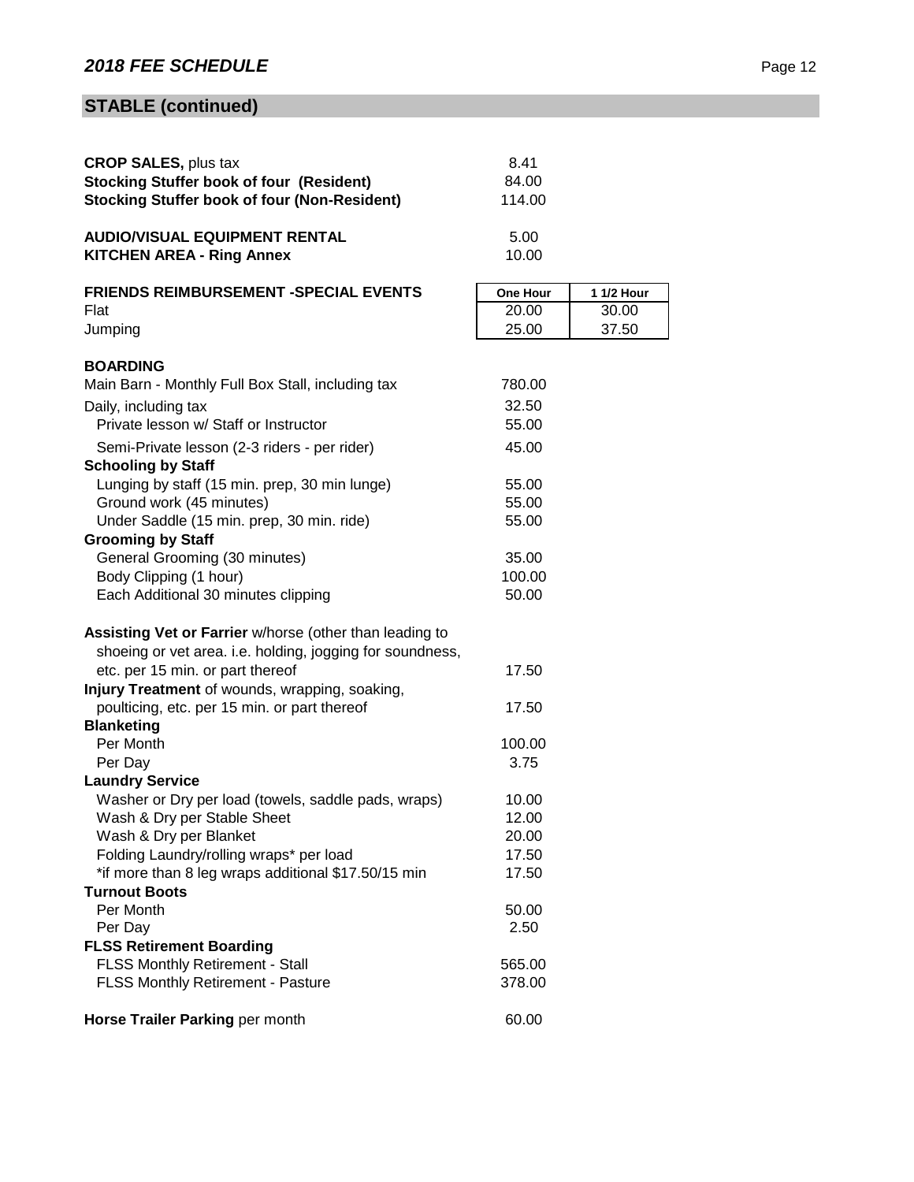## STABLE (continued)

| | |
|---|---|
| **CROP SALES,** plus tax | 8.41 |
| **Stocking Stuffer book of four (Resident)** | 84.00 |
| **Stocking Stuffer book of four (Non-Resident)** | 114.00 |
| | |
| **AUDIO/VISUAL EQUIPMENT RENTAL** | 5.00 |
| **KITCHEN AREA - Ring Annex** | 10.00 |

| **FRIENDS REIMBURSEMENT -SPECIAL EVENTS** | **One Hour** | **1 1/2 Hour** |
|---|---|---|
| Flat | 20.00 | 30.00 |
| Jumping | 25.00 | 37.50 |

| **BOARDING** | |
|---|---|
| Main Barn - Monthly Full Box Stall, including tax | 780.00 |
| Daily, including tax | 32.50 |
| Private lesson w/ Staff or Instructor | 55.00 |
| Semi-Private lesson (2-3 riders - per rider) | 45.00 |
| **Schooling by Staff** | |
| Lunging by staff (15 min. prep, 30 min lunge) | 55.00 |
| Ground work (45 minutes) | 55.00 |
| Under Saddle (15 min. prep, 30 min. ride) | 55.00 |
| **Grooming by Staff** | |
| General Grooming (30 minutes) | 35.00 |
| Body Clipping (1 hour) | 100.00 |
| Each Additional 30 minutes clipping | 50.00 |
| | |
| **Assisting Vet or Farrier** w/horse (other than leading to shoeing or vet area. i.e. holding, jogging for soundness, etc. per 15 min. or part thereof | 17.50 |
| **Injury Treatment** of wounds, wrapping, soaking, poulticing, etc. per 15 min. or part thereof | 17.50 |
| **Blanketing** | |
| Per Month | 100.00 |
| Per Day | 3.75 |
| **Laundry Service** | |
| Washer or Dry per load (towels, saddle pads, wraps) | 10.00 |
| Wash & Dry per Stable Sheet | 12.00 |
| Wash & Dry per Blanket | 20.00 |
| Folding Laundry/rolling wraps* per load | 17.50 |
| *if more than 8 leg wraps additional $17.50/15 min | 17.50 |
| **Turnout Boots** | |
| Per Month | 50.00 |
| Per Day | 2.50 |
| **FLSS Retirement Boarding** | |
| FLSS Monthly Retirement - Stall | 565.00 |
| FLSS Monthly Retirement - Pasture | 378.00 |
| | |
| **Horse Trailer Parking** per month | 60.00 |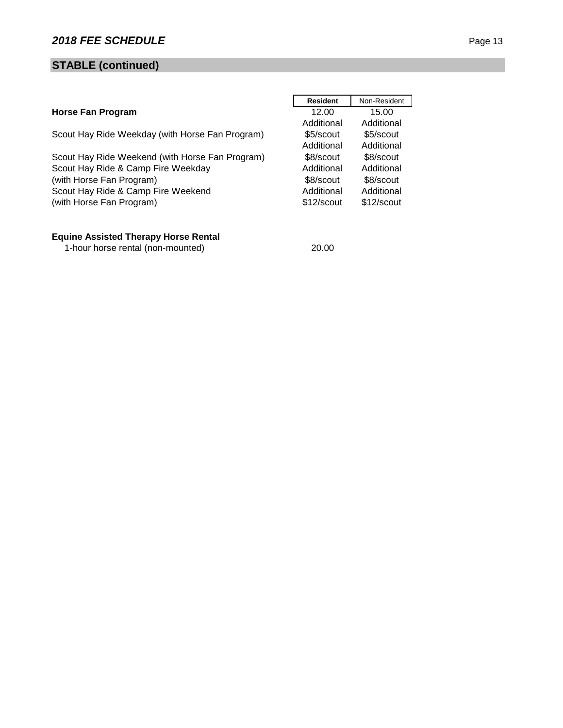## STABLE (continued)

| | Resident | Non-Resident |
|---|---|---|
| **Horse Fan Program** | 12.00 | 15.00 |
| Scout Hay Ride Weekday (with Horse Fan Program) | Additional $5/scout | Additional $5/scout |
| Scout Hay Ride Weekend (with Horse Fan Program) | Additional $8/scout | Additional $8/scout |
| Scout Hay Ride & Camp Fire Weekday (with Horse Fan Program) | Additional $8/scout | Additional $8/scout |
| Scout Hay Ride & Camp Fire Weekend (with Horse Fan Program) | Additional $12/scout | Additional $12/scout |

**Equine Assisted Therapy Horse Rental**

| | |
|---|---|
| 1-hour horse rental (non-mounted) | 20.00 |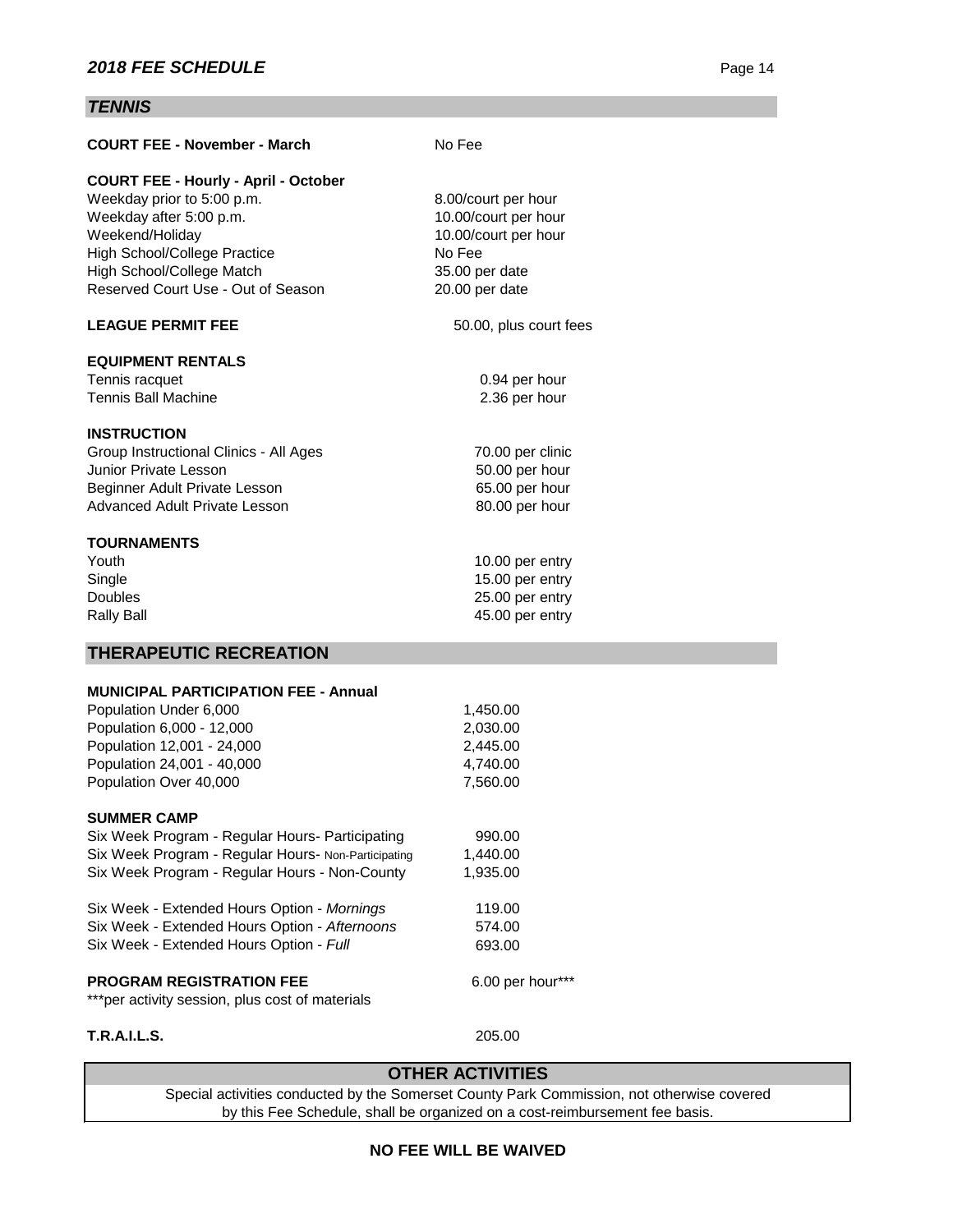## *TENNIS*

| | |
|---|---|
| **COURT FEE - November - March** | No Fee |
| **COURT FEE - Hourly - April - October** | |
| Weekday prior to 5:00 p.m. | 8.00/court per hour |
| Weekday after 5:00 p.m. | 10.00/court per hour |
| Weekend/Holiday | 10.00/court per hour |
| High School/College Practice | No Fee |
| High School/College Match | 35.00 per date |
| Reserved Court Use - Out of Season | 20.00 per date |
| **LEAGUE PERMIT FEE** | 50.00, plus court fees |
| **EQUIPMENT RENTALS** | |
| Tennis racquet | 0.94 per hour |
| Tennis Ball Machine | 2.36 per hour |
| **INSTRUCTION** | |
| Group Instructional Clinics - All Ages | 70.00 per clinic |
| Junior Private Lesson | 50.00 per hour |
| Beginner Adult Private Lesson | 65.00 per hour |
| Advanced Adult Private Lesson | 80.00 per hour |
| **TOURNAMENTS** | |
| Youth | 10.00 per entry |
| Single | 15.00 per entry |
| Doubles | 25.00 per entry |
| Rally Ball | 45.00 per entry |

## THERAPEUTIC RECREATION

| | |
|---|---|
| **MUNICIPAL PARTICIPATION FEE - Annual** | |
| Population Under 6,000 | 1,450.00 |
| Population 6,000 - 12,000 | 2,030.00 |
| Population 12,001 - 24,000 | 2,445.00 |
| Population 24,001 - 40,000 | 4,740.00 |
| Population Over 40,000 | 7,560.00 |
| **SUMMER CAMP** | |
| Six Week Program - Regular Hours- Participating | 990.00 |
| Six Week Program - Regular Hours- Non-Participating | 1,440.00 |
| Six Week Program - Regular Hours - Non-County | 1,935.00 |
| Six Week - Extended Hours Option - *Mornings* | 119.00 |
| Six Week - Extended Hours Option - *Afternoons* | 574.00 |
| Six Week - Extended Hours Option - *Full* | 693.00 |
| **PROGRAM REGISTRATION FEE** | 6.00 per hour*** |
| ***per activity session, plus cost of materials | |
| **T.R.A.I.L.S.** | 205.00 |

## OTHER ACTIVITIES

Special activities conducted by the Somerset County Park Commission, not otherwise covered by this Fee Schedule, shall be organized on a cost-reimbursement fee basis.

**NO FEE WILL BE WAIVED**